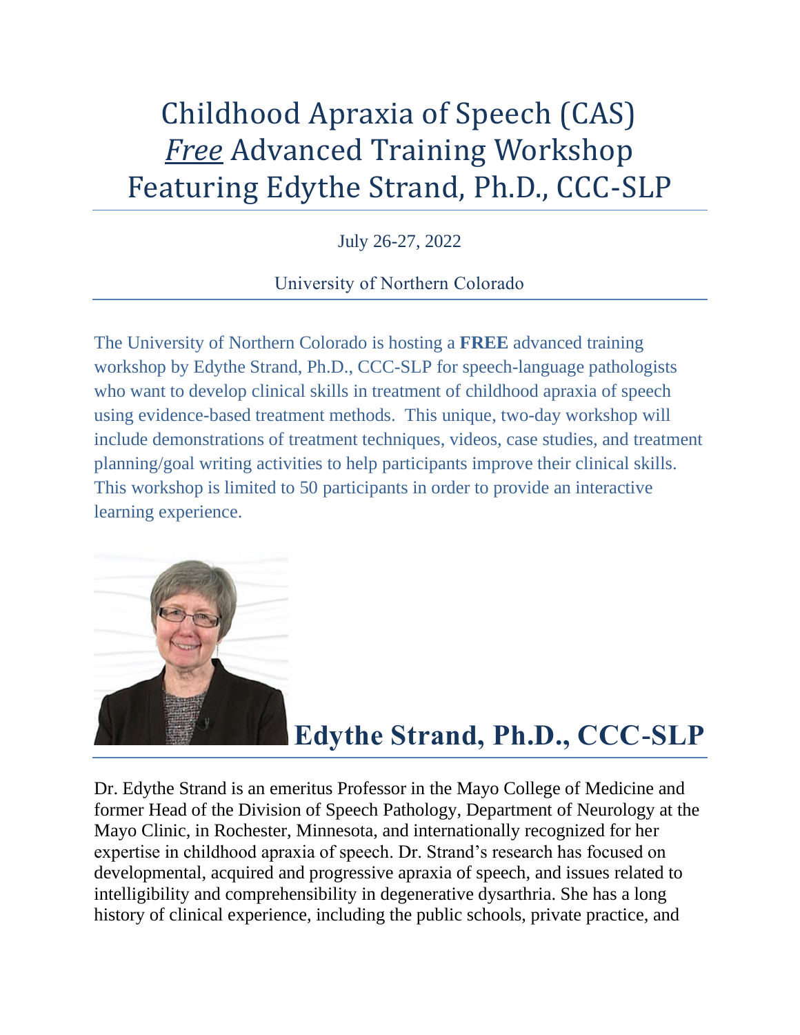# Childhood Apraxia of Speech (CAS) *Free* Advanced Training Workshop Featuring Edythe Strand, Ph.D., CCC-SLP

July 26-27, 2022

University of Northern Colorado

The University of Northern Colorado is hosting a **FREE** advanced training workshop by Edythe Strand, Ph.D., CCC-SLP for speech-language pathologists who want to develop clinical skills in treatment of childhood apraxia of speech using evidence-based treatment methods. This unique, two-day workshop will include demonstrations of treatment techniques, videos, case studies, and treatment planning/goal writing activities to help participants improve their clinical skills. This workshop is limited to 50 participants in order to provide an interactive learning experience.

## Edythe Strand, Ph.D., CCC-SLP

Dr. Edythe Strand is an emeritus Professor in the Mayo College of Medicine and former Head of the Division of Speech Pathology, Department of Neurology at the Mayo Clinic, in Rochester, Minnesota, and internationally recognized for her expertise in childhood apraxia of speech. Dr. Strand's research has focused on developmental, acquired and progressive apraxia of speech, and issues related to intelligibility and comprehensibility in degenerative dysarthria. She has a long history of clinical experience, including the public schools, private practice, and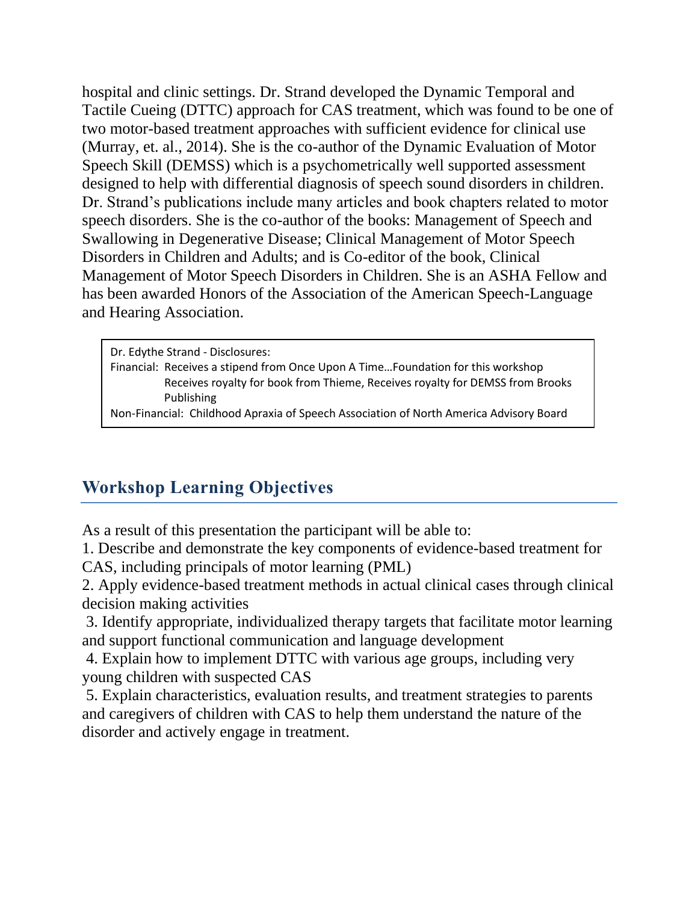hospital and clinic settings. Dr. Strand developed the Dynamic Temporal and Tactile Cueing (DTTC) approach for CAS treatment, which was found to be one of two motor-based treatment approaches with sufficient evidence for clinical use (Murray, et. al., 2014). She is the co-author of the Dynamic Evaluation of Motor Speech Skill (DEMSS) which is a psychometrically well supported assessment designed to help with differential diagnosis of speech sound disorders in children. Dr. Strand's publications include many articles and book chapters related to motor speech disorders. She is the co-author of the books: Management of Speech and Swallowing in Degenerative Disease; Clinical Management of Motor Speech Disorders in Children and Adults; and is Co-editor of the book, Clinical Management of Motor Speech Disorders in Children. She is an ASHA Fellow and has been awarded Honors of the Association of the American Speech-Language and Hearing Association.

> Dr. Edythe Strand - Disclosures:
> Financial: Receives a stipend from Once Upon A Time…Foundation for this workshop
> Receives royalty for book from Thieme, Receives royalty for DEMSS from Brooks Publishing
> Non-Financial: Childhood Apraxia of Speech Association of North America Advisory Board

## Workshop Learning Objectives

As a result of this presentation the participant will be able to:

1. Describe and demonstrate the key components of evidence-based treatment for CAS, including principals of motor learning (PML)
2. Apply evidence-based treatment methods in actual clinical cases through clinical decision making activities
3. Identify appropriate, individualized therapy targets that facilitate motor learning and support functional communication and language development
4. Explain how to implement DTTC with various age groups, including very young children with suspected CAS
5. Explain characteristics, evaluation results, and treatment strategies to parents and caregivers of children with CAS to help them understand the nature of the disorder and actively engage in treatment.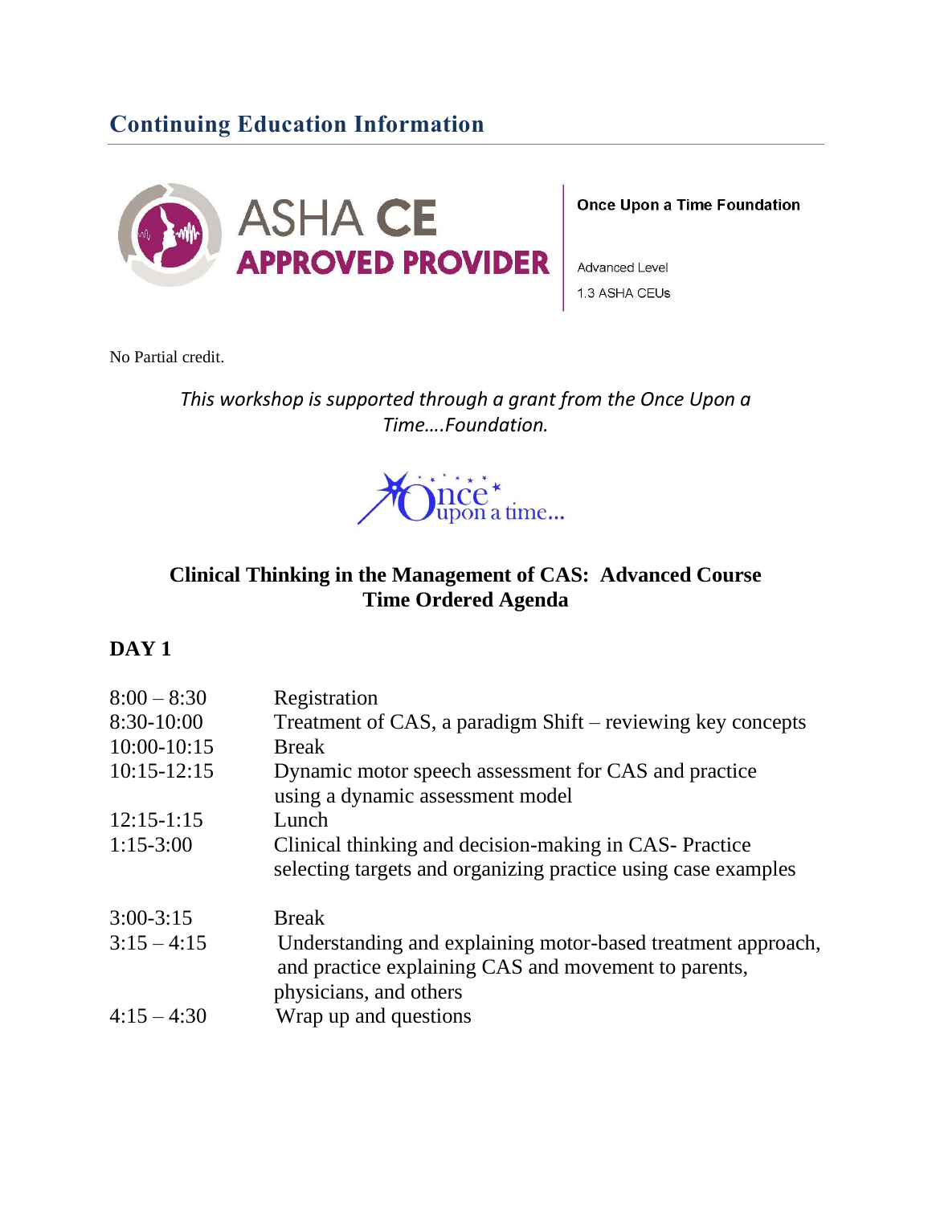## Continuing Education Information

ASHA CE APPROVED PROVIDER

**Once Upon a Time Foundation**

Advanced Level

1.3 ASHA CEUs

No Partial credit.

*This workshop is supported through a grant from the Once Upon a Time….Foundation.*

**Clinical Thinking in the Management of CAS: Advanced Course**
**Time Ordered Agenda**

### DAY 1

| | |
|---|---|
| 8:00 – 8:30 | Registration |
| 8:30-10:00 | Treatment of CAS, a paradigm Shift – reviewing key concepts |
| 10:00-10:15 | Break |
| 10:15-12:15 | Dynamic motor speech assessment for CAS and practice using a dynamic assessment model |
| 12:15-1:15 | Lunch |
| 1:15-3:00 | Clinical thinking and decision-making in CAS- Practice selecting targets and organizing practice using case examples |
| 3:00-3:15 | Break |
| 3:15 – 4:15 | Understanding and explaining motor-based treatment approach, and practice explaining CAS and movement to parents, physicians, and others |
| 4:15 – 4:30 | Wrap up and questions |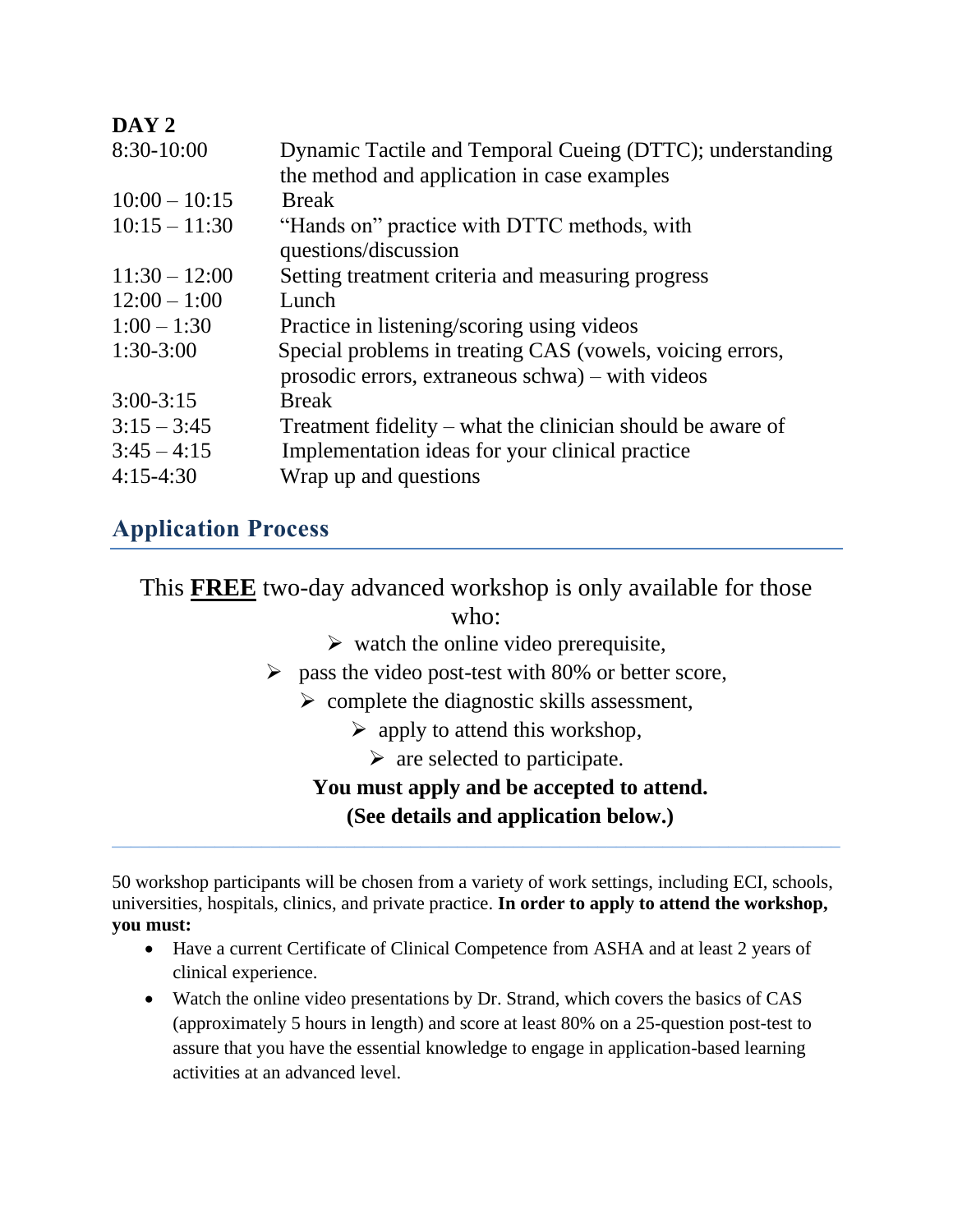**DAY 2**

| | |
|---|---|
| 8:30-10:00 | Dynamic Tactile and Temporal Cueing (DTTC); understanding the method and application in case examples |
| 10:00 – 10:15 | Break |
| 10:15 – 11:30 | “Hands on” practice with DTTC methods, with questions/discussion |
| 11:30 – 12:00 | Setting treatment criteria and measuring progress |
| 12:00 – 1:00 | Lunch |
| 1:00 – 1:30 | Practice in listening/scoring using videos |
| 1:30-3:00 | Special problems in treating CAS (vowels, voicing errors, prosodic errors, extraneous schwa) – with videos |
| 3:00-3:15 | Break |
| 3:15 – 3:45 | Treatment fidelity – what the clinician should be aware of |
| 3:45 – 4:15 | Implementation ideas for your clinical practice |
| 4:15-4:30 | Wrap up and questions |

## Application Process

This **FREE** two-day advanced workshop is only available for those who:

- watch the online video prerequisite,
- pass the video post-test with 80% or better score,
- complete the diagnostic skills assessment,
- apply to attend this workshop,
- are selected to participate.

**You must apply and be accepted to attend.**
**(See details and application below.)**

50 workshop participants will be chosen from a variety of work settings, including ECI, schools, universities, hospitals, clinics, and private practice. **In order to apply to attend the workshop, you must:**

- Have a current Certificate of Clinical Competence from ASHA and at least 2 years of clinical experience.
- Watch the online video presentations by Dr. Strand, which covers the basics of CAS (approximately 5 hours in length) and score at least 80% on a 25-question post-test to assure that you have the essential knowledge to engage in application-based learning activities at an advanced level.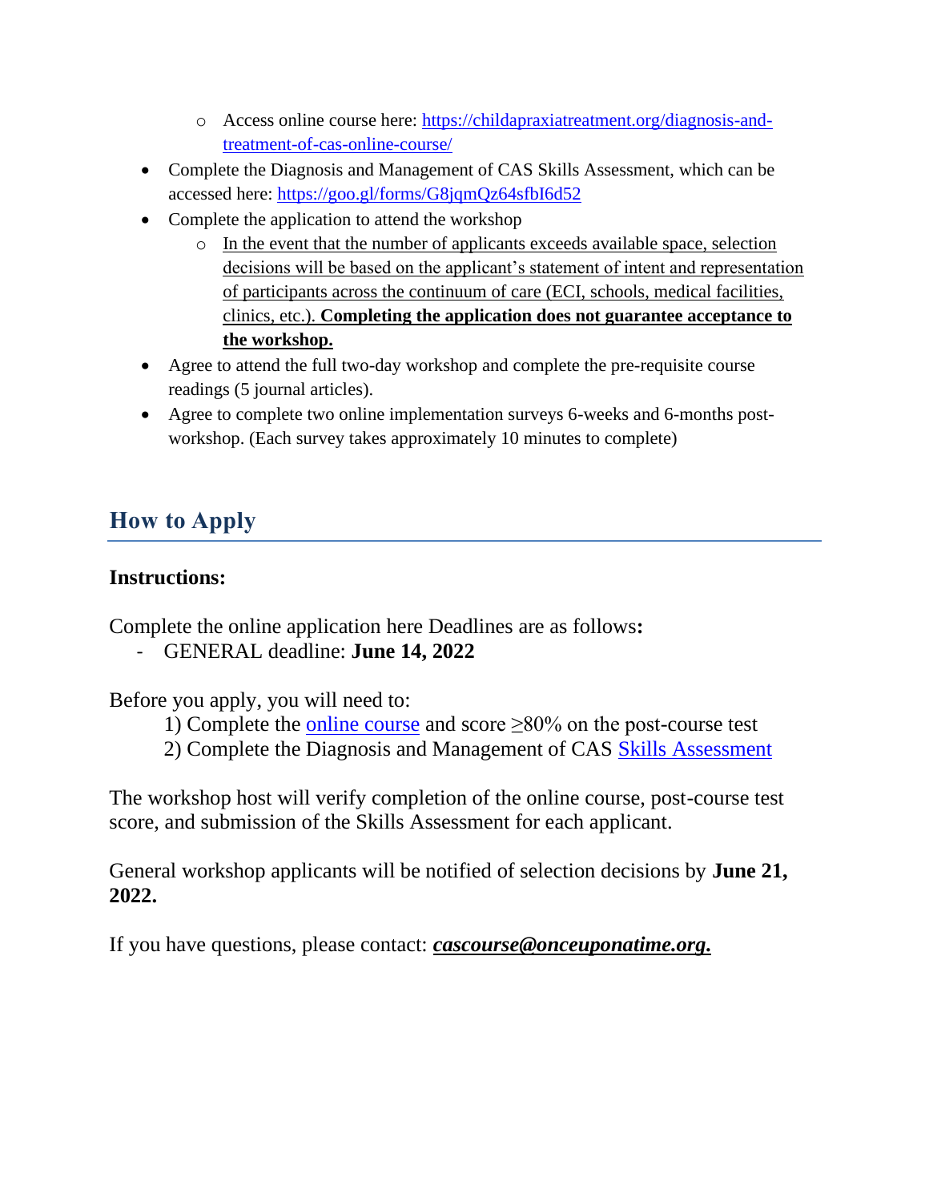- Access online course here: [https://childapraxiatreatment.org/diagnosis-and-treatment-of-cas-online-course/](https://childapraxiatreatment.org/diagnosis-and-treatment-of-cas-online-course/)
- Complete the Diagnosis and Management of CAS Skills Assessment, which can be accessed here: [https://goo.gl/forms/G8jqmQz64sfbI6d52](https://goo.gl/forms/G8jqmQz64sfbI6d52)
- Complete the application to attend the workshop
    - In the event that the number of applicants exceeds available space, selection decisions will be based on the applicant's statement of intent and representation of participants across the continuum of care (ECI, schools, medical facilities, clinics, etc.). **Completing the application does not guarantee acceptance to the workshop.**
- Agree to attend the full two-day workshop and complete the pre-requisite course readings (5 journal articles).
- Agree to complete two online implementation surveys 6-weeks and 6-months post-workshop. (Each survey takes approximately 10 minutes to complete)

## How to Apply

**Instructions:**

Complete the online application here Deadlines are as follows**:**

- GENERAL deadline: **June 14, 2022**

Before you apply, you will need to:

1) Complete the online course and score ≥80% on the post-course test
2) Complete the Diagnosis and Management of CAS Skills Assessment

The workshop host will verify completion of the online course, post-course test score, and submission of the Skills Assessment for each applicant.

General workshop applicants will be notified of selection decisions by **June 21, 2022.**

If you have questions, please contact: ***cascourse@onceuponatime.org.***